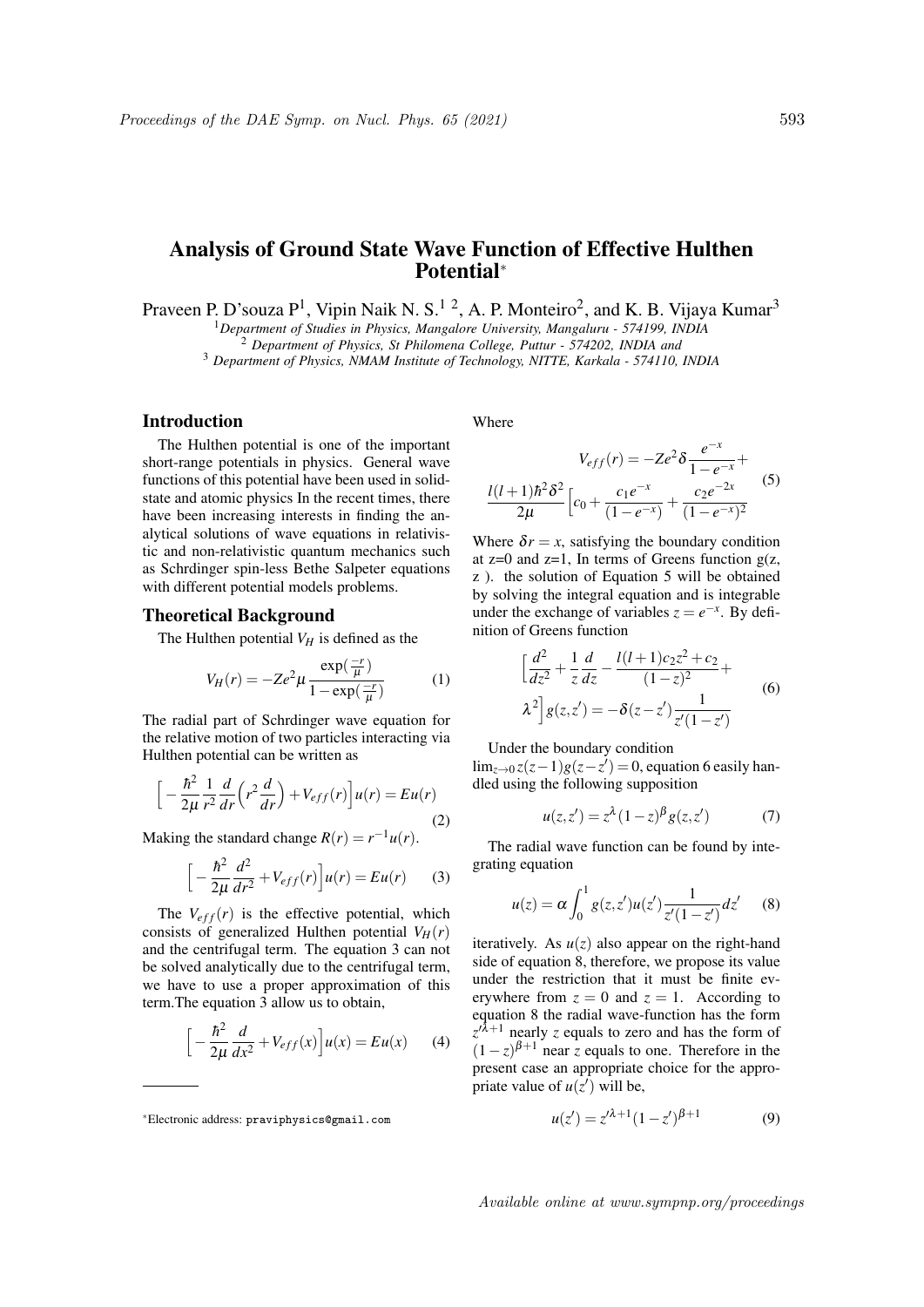# Analysis of Ground State Wave Function of Effective Hulthen Potential*

Praveen P. D'souza P[1], Vipin Naik N. S.[1 2], A. P. Monteiro[2], and K. B. Vijaya Kumar[3]

[1] *Department of Studies in Physics, Mangalore University, Mangaluru - 574199, INDIA*
[2] *Department of Physics, St Philomena College, Puttur - 574202, INDIA and*
[3] *Department of Physics, NMAM Institute of Technology, NITTE, Karkala - 574110, INDIA*

## Introduction

The Hulthen potential is one of the important short-range potentials in physics. General wave functions of this potential have been used in solid-state and atomic physics In the recent times, there have been increasing interests in finding the analytical solutions of wave equations in relativistic and non-relativistic quantum mechanics such as Schrdinger spin-less Bethe Salpeter equations with different potential models problems.

## Theoretical Background

The Hulthen potential $V_H$ is defined as the

$$V_H(r) = -Ze^2\mu \frac{\exp(\frac{-r}{\mu})}{1-\exp(\frac{-r}{\mu})} \tag{1}$$

The radial part of Schrdinger wave equation for the relative motion of two particles interacting via Hulthen potential can be written as

$$\Big[-\frac{\hbar^2}{2\mu}\frac{1}{r^2}\frac{d}{dr}\Big(r^2\frac{d}{dr}\Big)+V_{eff}(r)\Big]u(r) = Eu(r) \tag{2}$$

Making the standard change $R(r) = r^{-1}u(r)$.

$$\Big[-\frac{\hbar^2}{2\mu}\frac{d^2}{dr^2}+V_{eff}(r)\Big]u(r) = Eu(r) \tag{3}$$

The $V_{eff}(r)$ is the effective potential, which consists of generalized Hulthen potential $V_H(r)$ and the centrifugal term. The equation 3 can not be solved analytically due to the centrifugal term, we have to use a proper approximation of this term.The equation 3 allow us to obtain,

$$\Big[-\frac{\hbar^2}{2\mu}\frac{d}{dx^2}+V_{eff}(x)\Big]u(x) = Eu(x) \tag{4}$$

Where

$$V_{eff}(r) = -Ze^2\delta\frac{e^{-x}}{1-e^{-x}}+ \frac{l(l+1)\hbar^2\delta^2}{2\mu}\Big[c_0+\frac{c_1e^{-x}}{(1-e^{-x})}+\frac{c_2e^{-2x}}{(1-e^{-x})^2} \tag{5}$$

Where $\delta r = x$, satisfying the boundary condition at z=0 and z=1, In terms of Greens function g(z, z ). the solution of Equation 5 will be obtained by solving the integral equation and is integrable under the exchange of variables $z = e^{-x}$. By definition of Greens function

$$\Big[\frac{d^2}{dz^2}+\frac{1}{z}\frac{d}{dz}-\frac{l(l+1)c_2z^2+c_2}{(1-z)^2}+ \lambda^2\Big]g(z,z') = -\delta(z-z')\frac{1}{z'(1-z')} \tag{6}$$

Under the boundary condition $\lim_{z\to 0} z(z-1)g(z-z') = 0$, equation 6 easily handled using the following supposition

$$u(z,z') = z^{\lambda}(1-z)^{\beta}g(z,z') \tag{7}$$

The radial wave function can be found by integrating equation

$$u(z) = \alpha\int_0^1 g(z,z')u(z')\frac{1}{z'(1-z')}dz' \tag{8}$$

iteratively. As $u(z)$ also appear on the right-hand side of equation 8, therefore, we propose its value under the restriction that it must be finite everywhere from $z = 0$ and $z = 1$. According to equation 8 the radial wave-function has the form $z'^{\lambda+1}$ nearly $z$ equals to zero and has the form of $(1-z)^{\beta+1}$ near $z$ equals to one. Therefore in the present case an appropriate choice for the appropriate value of $u(z')$ will be,

$$u(z') = z'^{\lambda+1}(1-z')^{\beta+1} \tag{9}$$

*Electronic address: praviphysics@gmail.com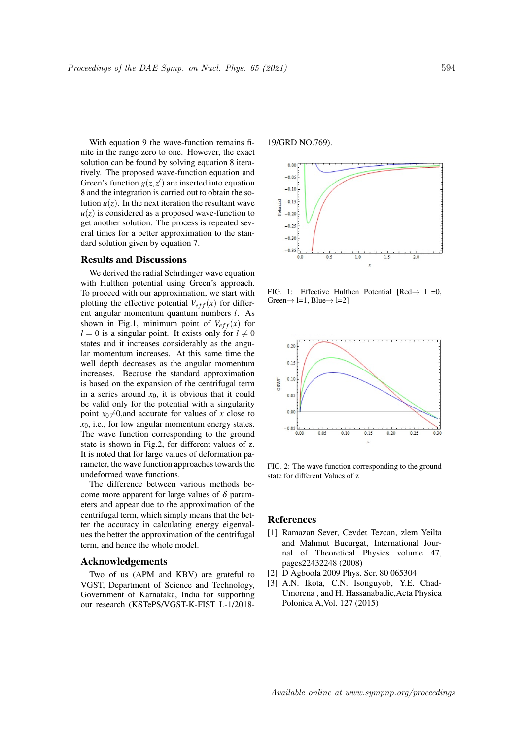With equation 9 the wave-function remains finite in the range zero to one. However, the exact solution can be found by solving equation 8 iteratively. The proposed wave-function equation and Green's function $g(z,z')$ are inserted into equation 8 and the integration is carried out to obtain the solution $u(z)$. In the next iteration the resultant wave $u(z)$ is considered as a proposed wave-function to get another solution. The process is repeated several times for a better approximation to the standard solution given by equation 7.

## Results and Discussions

We derived the radial Schrdinger wave equation with Hulthen potential using Green's approach. To proceed with our approximation, we start with plotting the effective potential $V_{eff}(x)$ for different angular momentum quantum numbers $l$. As shown in Fig.1, minimum point of $V_{eff}(x)$ for $l=0$ is a singular point. It exists only for $l \neq 0$ states and it increases considerably as the angular momentum increases. At this same time the well depth decreases as the angular momentum increases. Because the standard approximation is based on the expansion of the centrifugal term in a series around $x_0$, it is obvious that it could be valid only for the potential with a singularity point $x_0 \neq 0$,and accurate for values of $x$ close to $x_0$, i.e., for low angular momentum energy states. The wave function corresponding to the ground state is shown in Fig.2, for different values of z. It is noted that for large values of deformation parameter, the wave function approaches towards the undeformed wave functions.

The difference between various methods become more apparent for large values of $\delta$ parameters and appear due to the approximation of the centrifugal term, which simply means that the better the accuracy in calculating energy eigenvalues the better the approximation of the centrifugal term, and hence the whole model.

## Acknowledgements

Two of us (APM and KBV) are grateful to VGST, Department of Science and Technology, Government of Karnataka, India for supporting our research (KSTePS/VGST-K-FIST L-1/2018-19/GRD NO.769).

Potential

0.00
−0.05
−0.10
−0.15
−0.20
−0.25
−0.30
−0.35

0.0 0.5 1.0 1.5 2.0

x

FIG. 1: Effective Hulthen Potential [Red→ l =0, Green→ l=1, Blue→ l=2]

GSWF

0.20
0.15
0.10
0.05
0.00
−0.05

0.00 0.05 0.10 0.15 0.20 0.25 0.30

z

FIG. 2: The wave function corresponding to the ground state for different Values of z

## References

[1] Ramazan Sever, Cevdet Tezcan, zlem Yeilta and Mahmut Bucurgat, International Journal of Theoretical Physics volume 47, pages22432248 (2008)

[2] D Agboola 2009 Phys. Scr. 80 065304

[3] A.N. Ikota, C.N. Isonguyob, Y.E. Chad-Umorena , and H. Hassanabadic,Acta Physica Polonica A,Vol. 127 (2015)